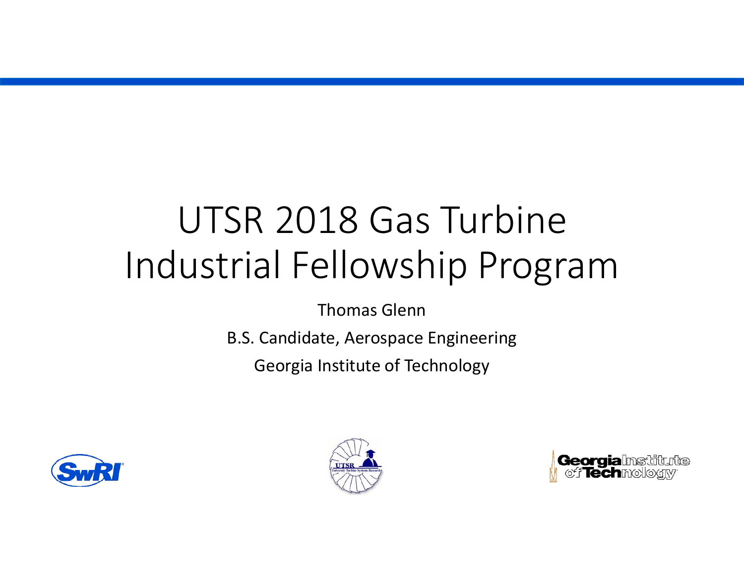# UTSR 2018 Gas Turbine Industrial Fellowship Program

Thomas Glenn

B.S. Candidate, Aerospace Engineering

Georgia Institute of Technology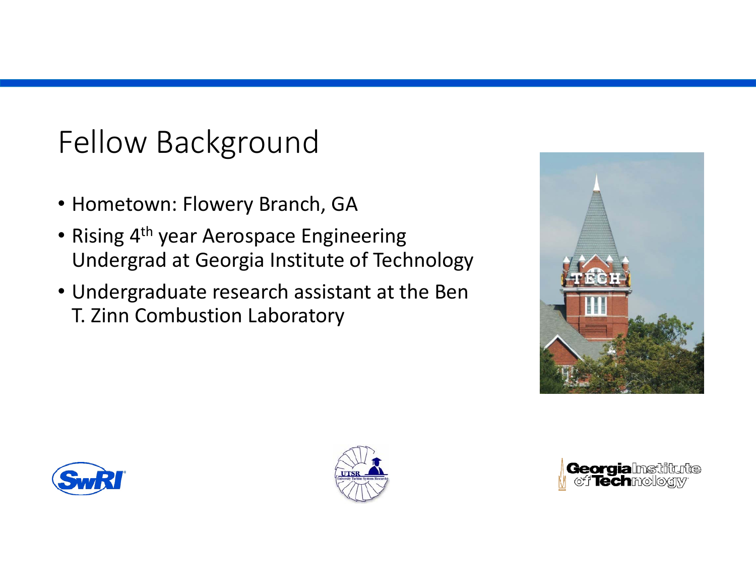# Fellow Background

- Hometown: Flowery Branch, GA
- Rising 4th year Aerospace Engineering Undergrad at Georgia Institute of Technology
- Undergraduate research assistant at the Ben T. Zinn Combustion Laboratory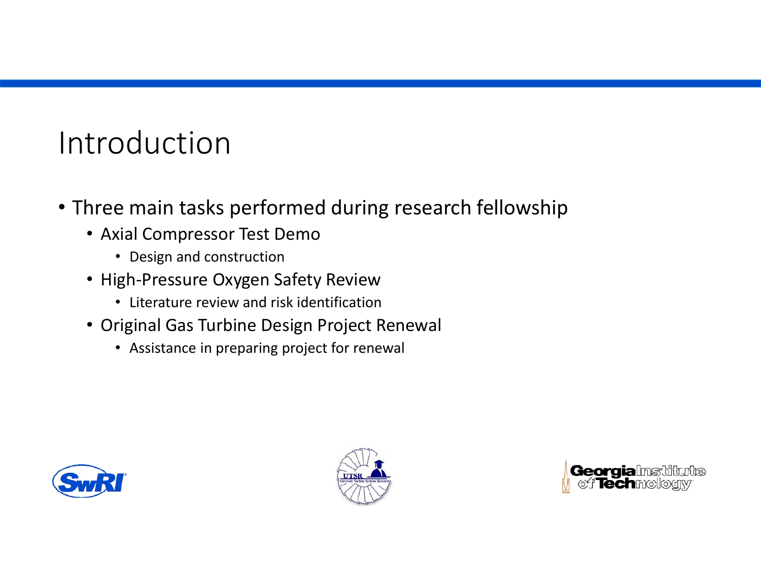# Introduction

- Three main tasks performed during research fellowship
  - Axial Compressor Test Demo
    - Design and construction
  - High-Pressure Oxygen Safety Review
    - Literature review and risk identification
  - Original Gas Turbine Design Project Renewal
    - Assistance in preparing project for renewal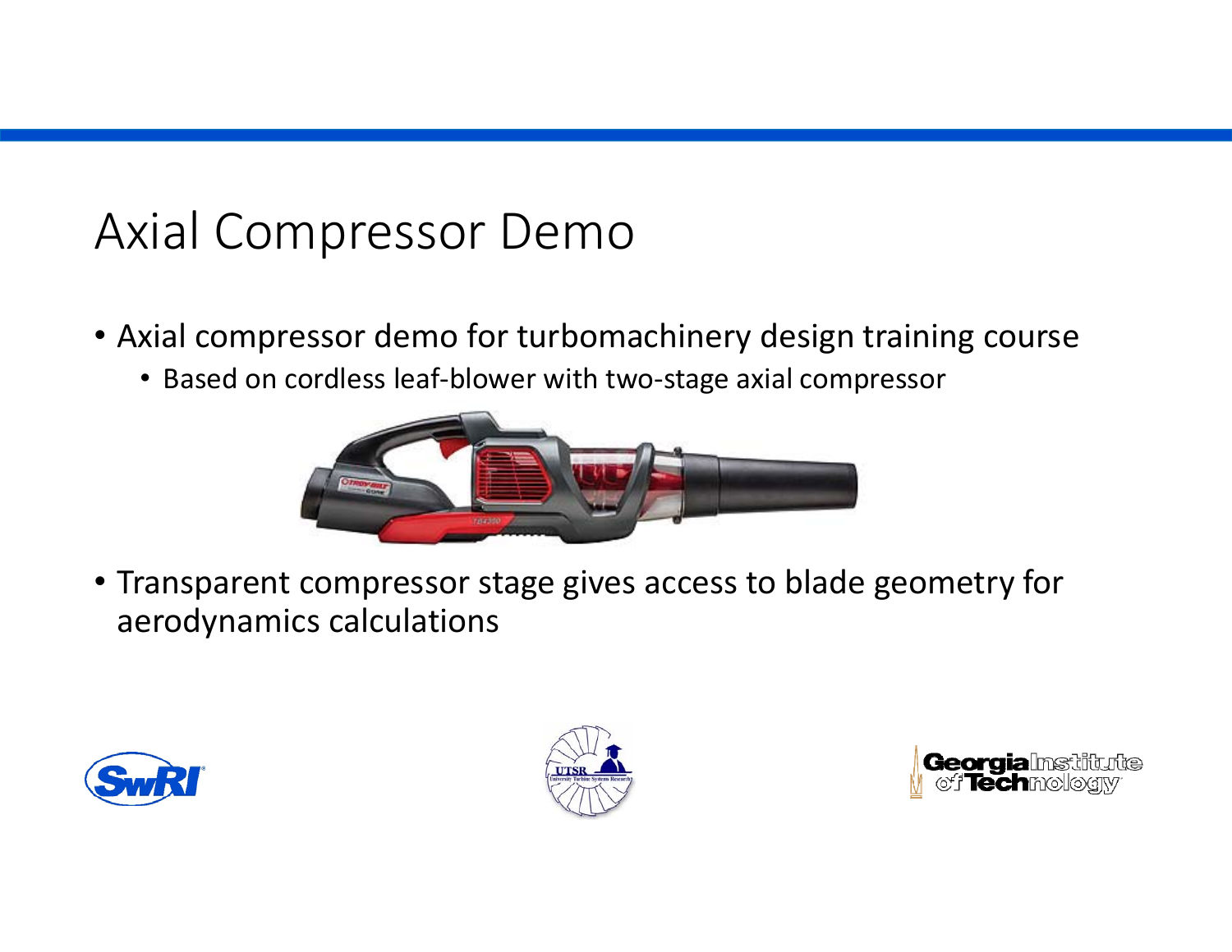# Axial Compressor Demo

- Axial compressor demo for turbomachinery design training course
  - Based on cordless leaf-blower with two-stage axial compressor
- Transparent compressor stage gives access to blade geometry for aerodynamics calculations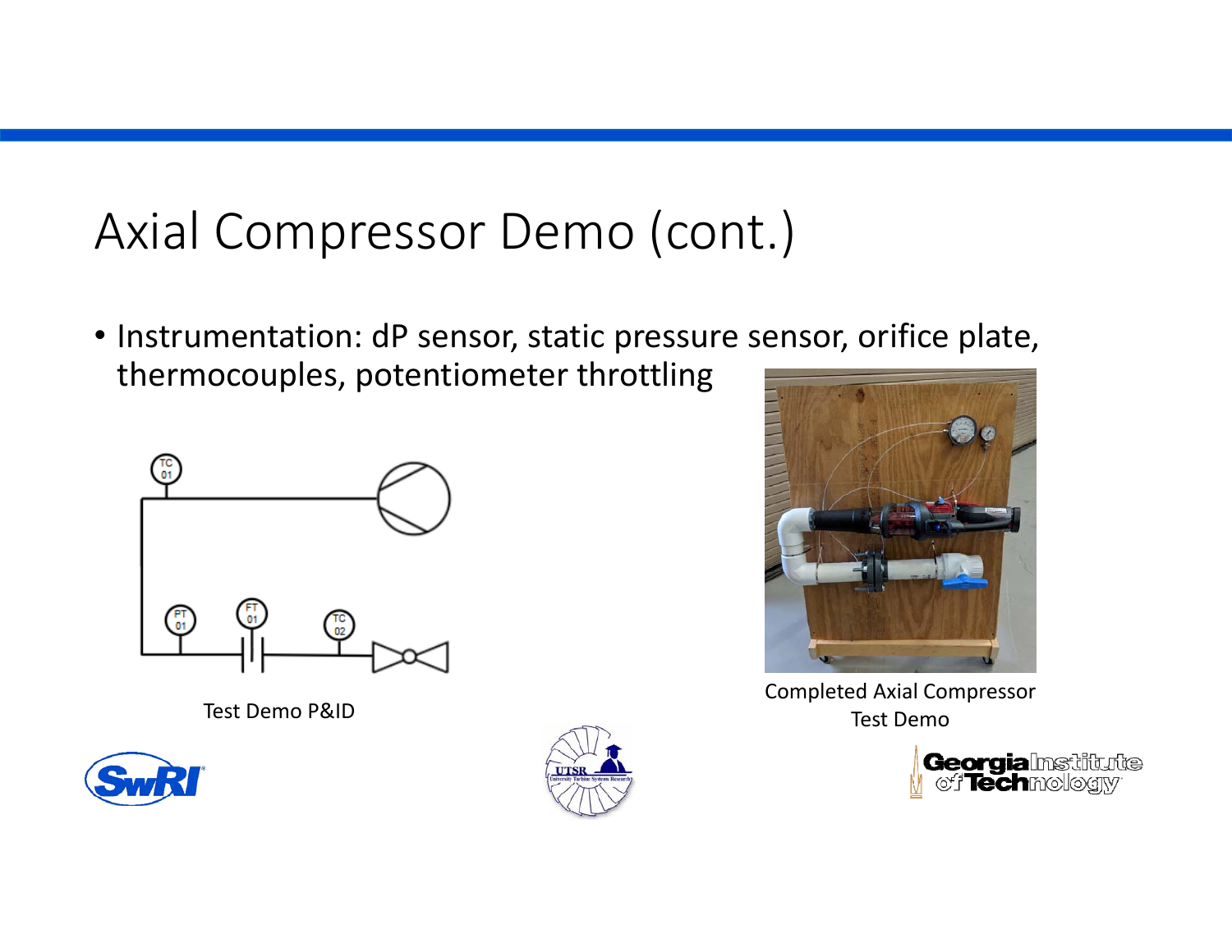# Axial Compressor Demo (cont.)

- Instrumentation: dP sensor, static pressure sensor, orifice plate, thermocouples, potentiometer throttling

Test Demo P&ID

Completed Axial Compressor Test Demo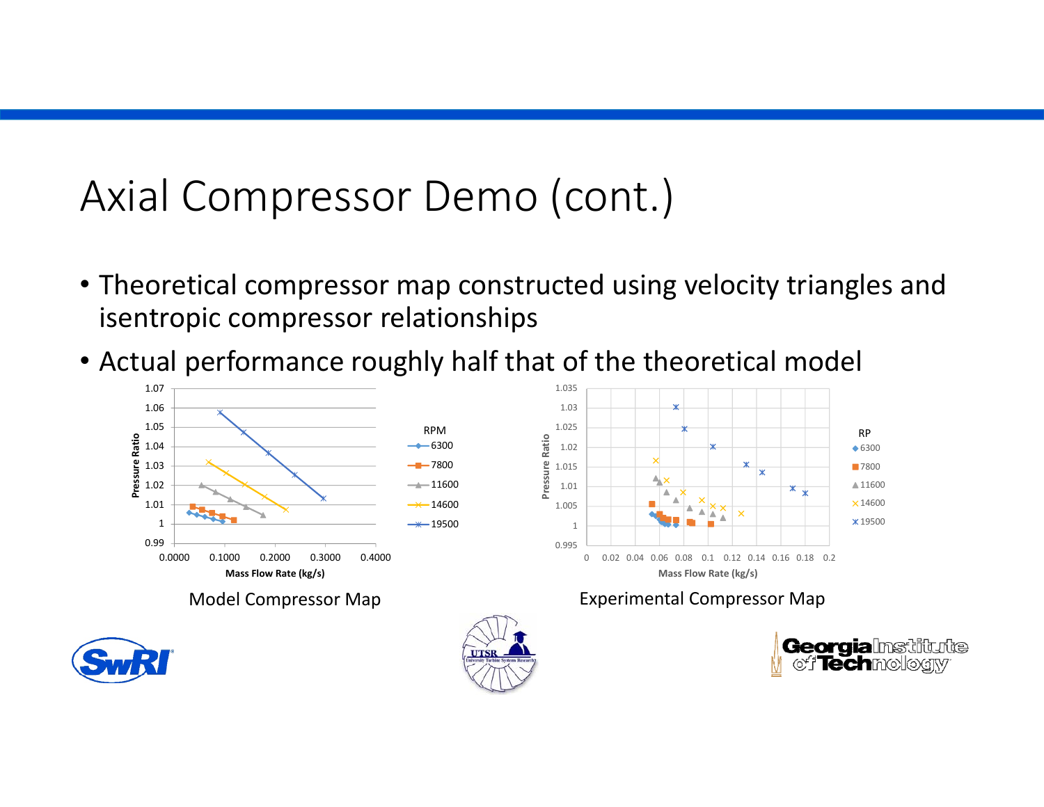# Axial Compressor Demo (cont.)

- Theoretical compressor map constructed using velocity triangles and isentropic compressor relationships
- Actual performance roughly half that of the theoretical model

Model Compressor Map

Experimental Compressor Map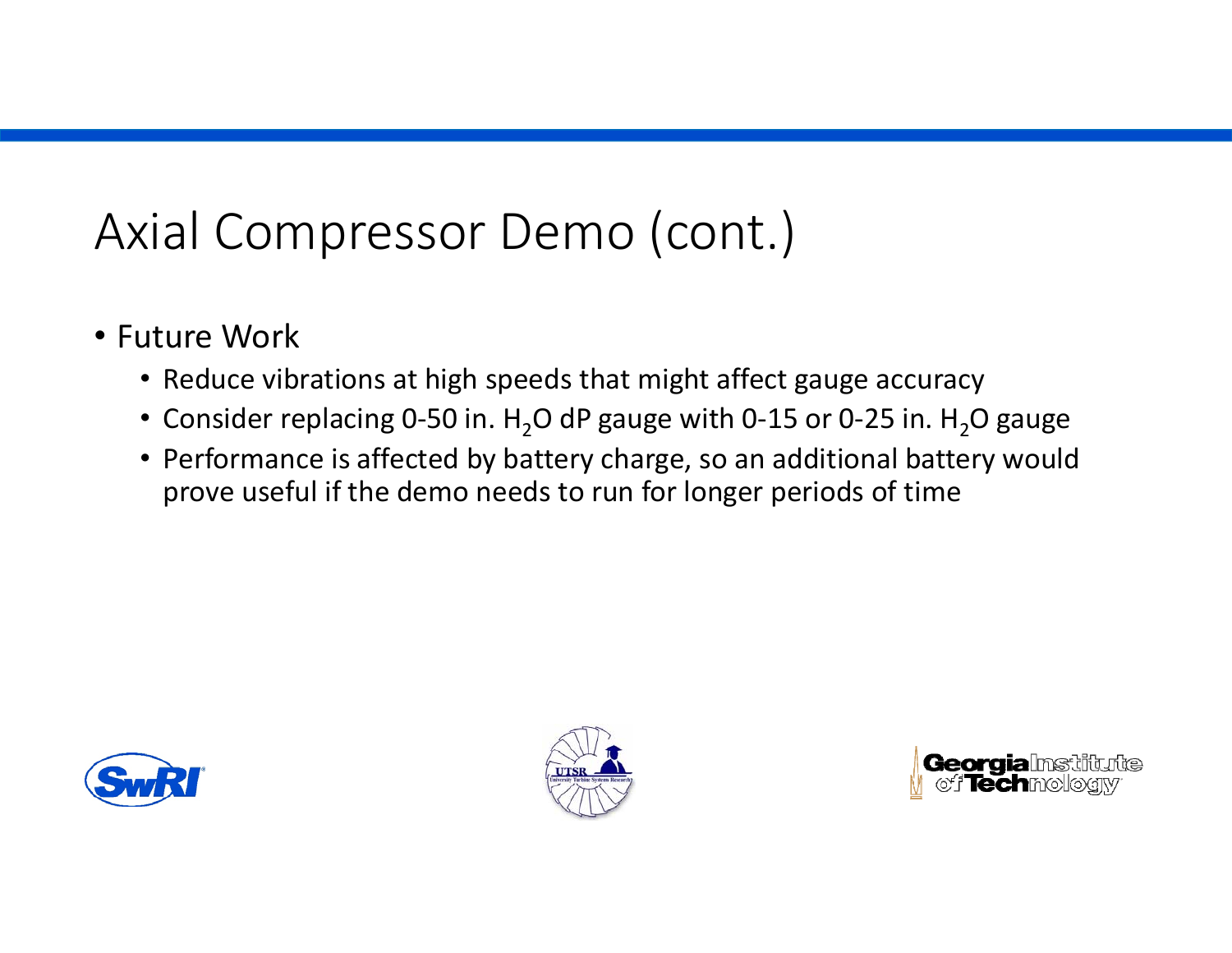# Axial Compressor Demo (cont.)

- Future Work
  - Reduce vibrations at high speeds that might affect gauge accuracy
  - Consider replacing 0-50 in. $H_2O$ dP gauge with 0-15 or 0-25 in. $H_2O$ gauge
  - Performance is affected by battery charge, so an additional battery would prove useful if the demo needs to run for longer periods of time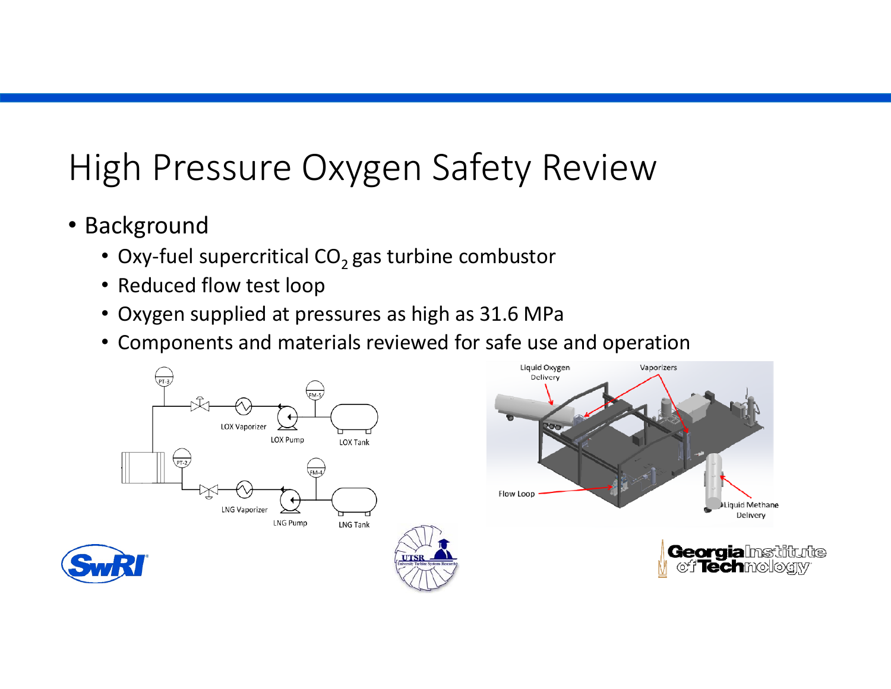# High Pressure Oxygen Safety Review

- Background
  - Oxy-fuel supercritical $CO_2$ gas turbine combustor
  - Reduced flow test loop
  - Oxygen supplied at pressures as high as 31.6 MPa
  - Components and materials reviewed for safe use and operation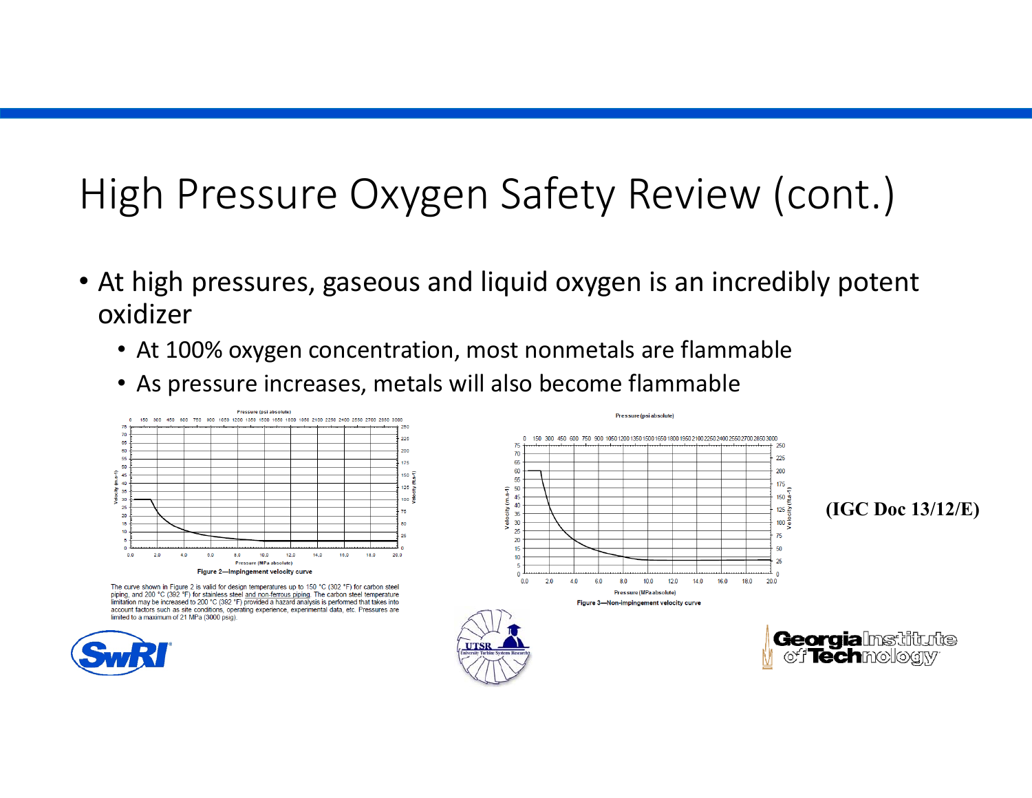# High Pressure Oxygen Safety Review (cont.)

- At high pressures, gaseous and liquid oxygen is an incredibly potent oxidizer
  - At 100% oxygen concentration, most nonmetals are flammable
  - As pressure increases, metals will also become flammable

Figure 2—Impingement velocity curve

The curve shown in Figure 2 is valid for design temperatures up to 150 °C (302 °F) for carbon steel piping, and 200 °C (392 °F) for stainless steel and non-ferrous piping. The carbon steel temperature limitation may be increased to 200 °C (392 °F) provided a hazard analysis is performed that takes into account factors such as site conditions, operating experience, experimental data, etc. Pressures are limited to a maximum of 21 MPa (3000 psig).

Figure 3—Non-impingement velocity curve

(IGC Doc 13/12/E)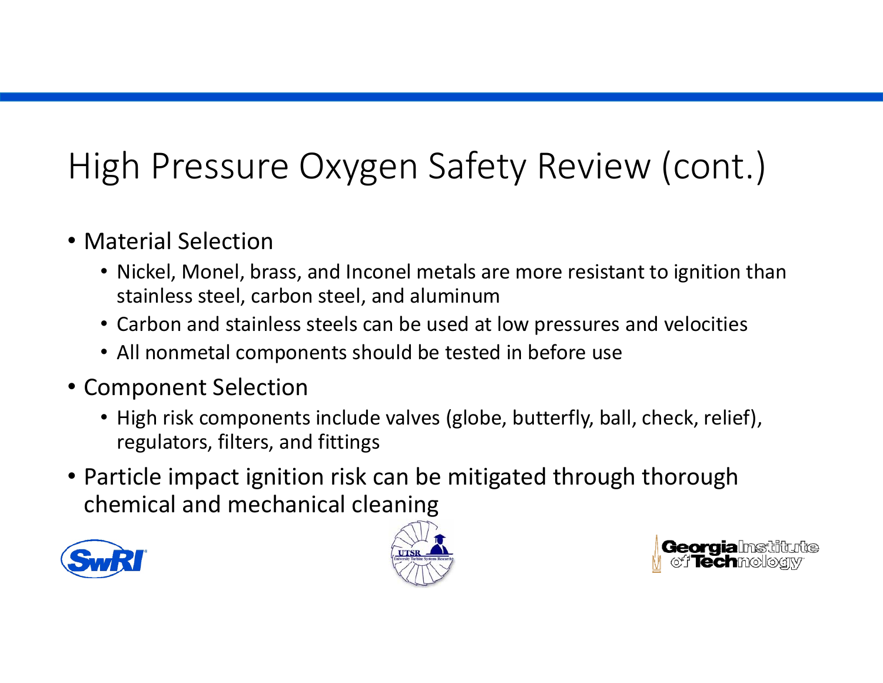# High Pressure Oxygen Safety Review (cont.)

- Material Selection
  - Nickel, Monel, brass, and Inconel metals are more resistant to ignition than stainless steel, carbon steel, and aluminum
  - Carbon and stainless steels can be used at low pressures and velocities
  - All nonmetal components should be tested in before use
- Component Selection
  - High risk components include valves (globe, butterfly, ball, check, relief), regulators, filters, and fittings
- Particle impact ignition risk can be mitigated through thorough chemical and mechanical cleaning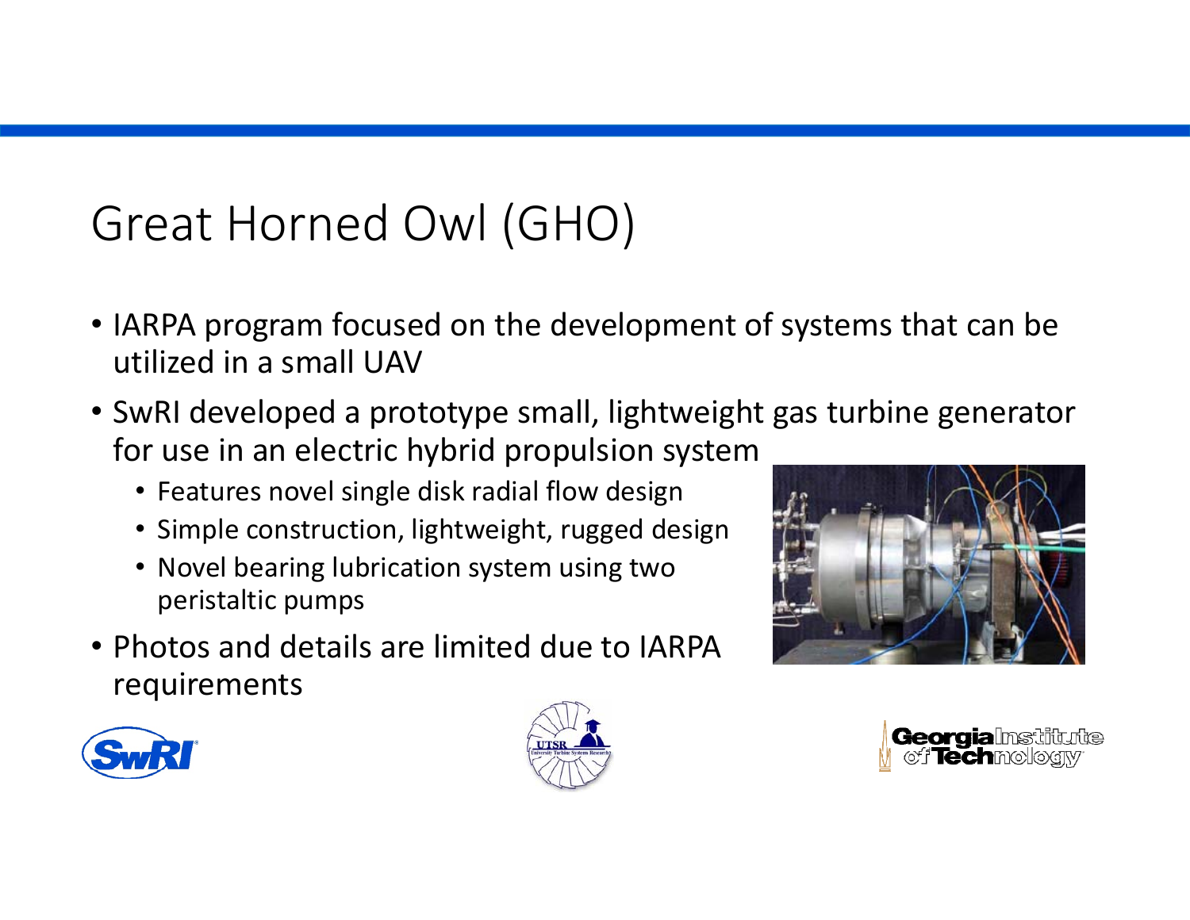# Great Horned Owl (GHO)

- IARPA program focused on the development of systems that can be utilized in a small UAV
- SwRI developed a prototype small, lightweight gas turbine generator for use in an electric hybrid propulsion system
  - Features novel single disk radial flow design
  - Simple construction, lightweight, rugged design
  - Novel bearing lubrication system using two peristaltic pumps
- Photos and details are limited due to IARPA requirements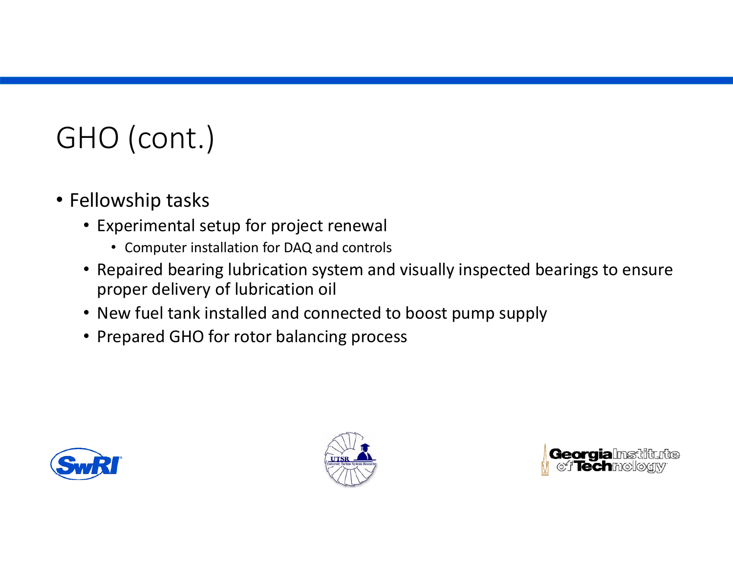# GHO (cont.)

- Fellowship tasks
  - Experimental setup for project renewal
    - Computer installation for DAQ and controls
  - Repaired bearing lubrication system and visually inspected bearings to ensure proper delivery of lubrication oil
  - New fuel tank installed and connected to boost pump supply
  - Prepared GHO for rotor balancing process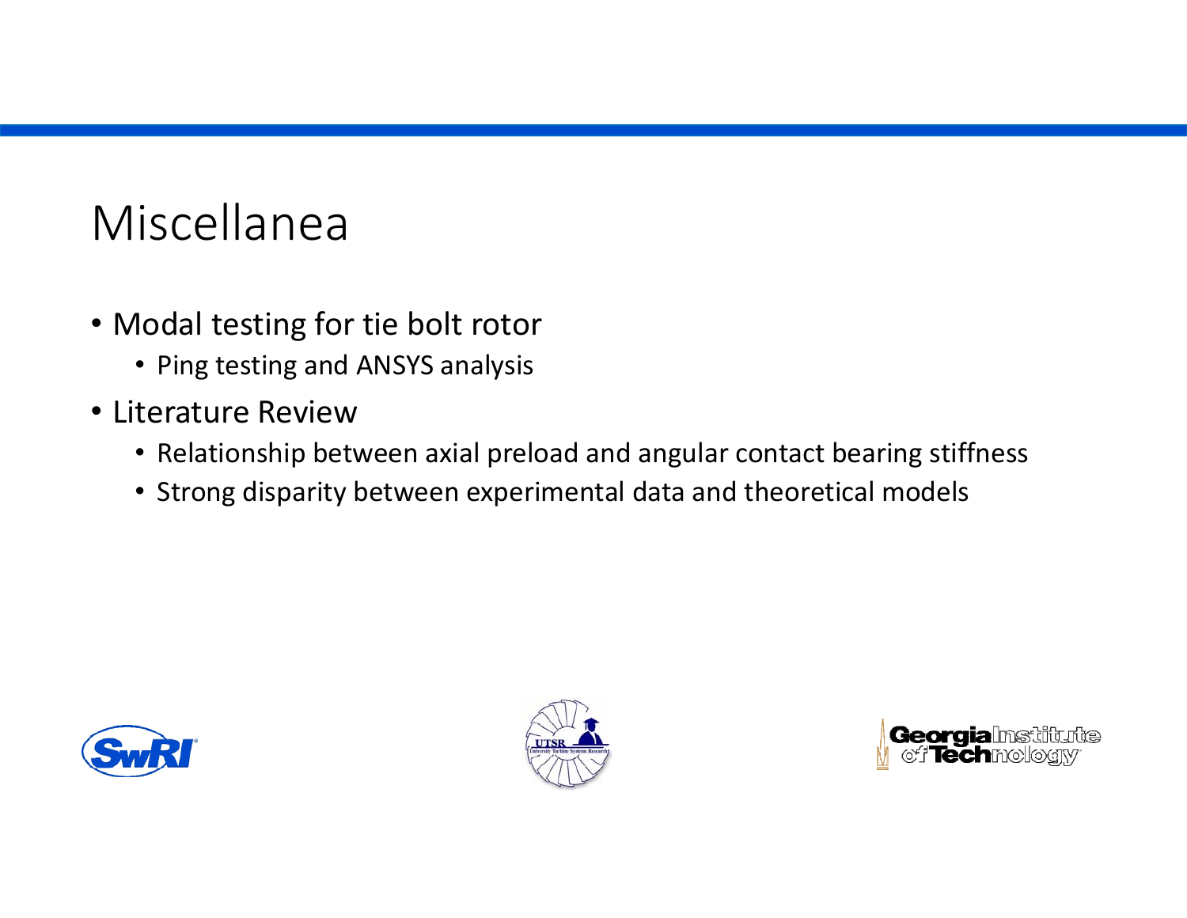# Miscellanea

- Modal testing for tie bolt rotor
  - Ping testing and ANSYS analysis
- Literature Review
  - Relationship between axial preload and angular contact bearing stiffness
  - Strong disparity between experimental data and theoretical models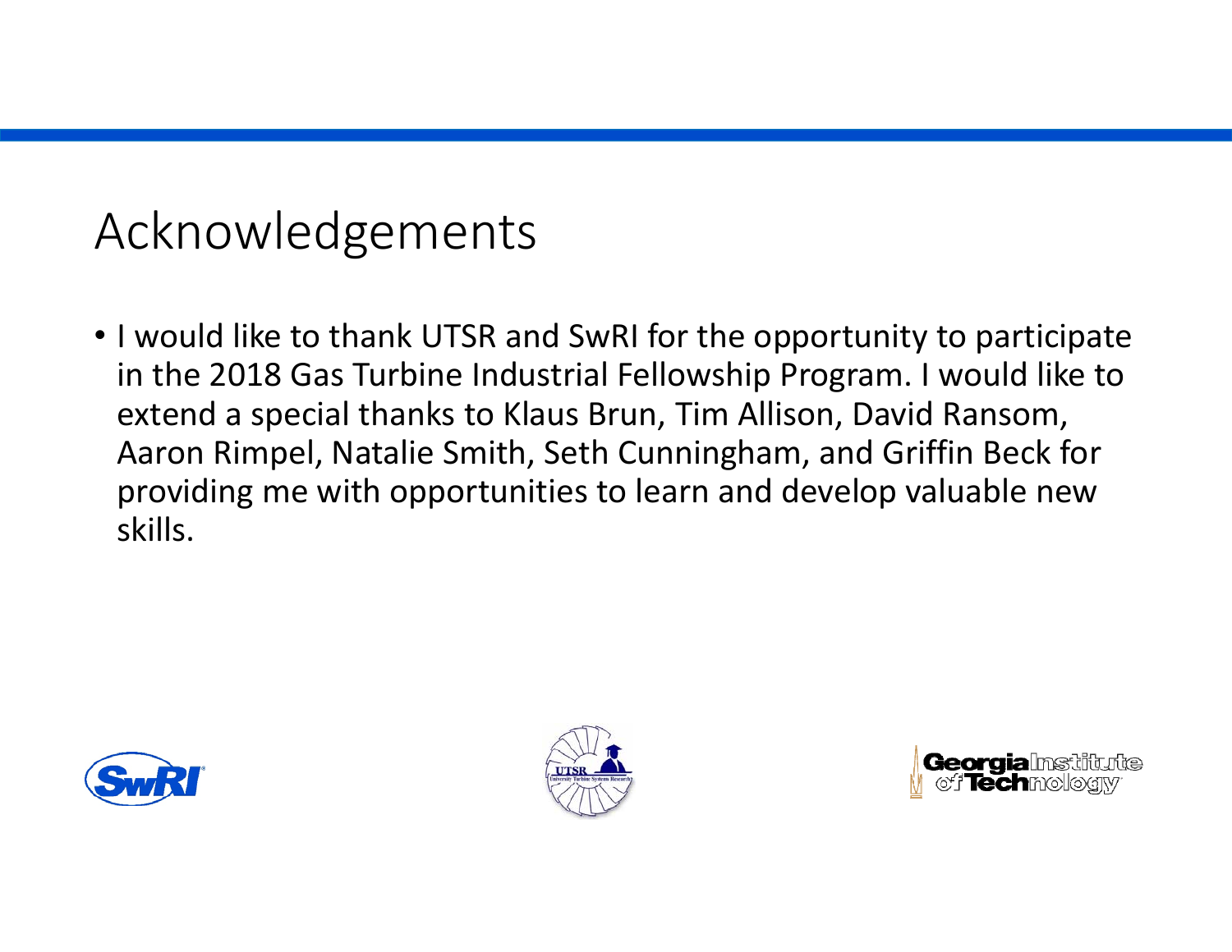# Acknowledgements

- I would like to thank UTSR and SwRI for the opportunity to participate in the 2018 Gas Turbine Industrial Fellowship Program. I would like to extend a special thanks to Klaus Brun, Tim Allison, David Ransom, Aaron Rimpel, Natalie Smith, Seth Cunningham, and Griffin Beck for providing me with opportunities to learn and develop valuable new skills.